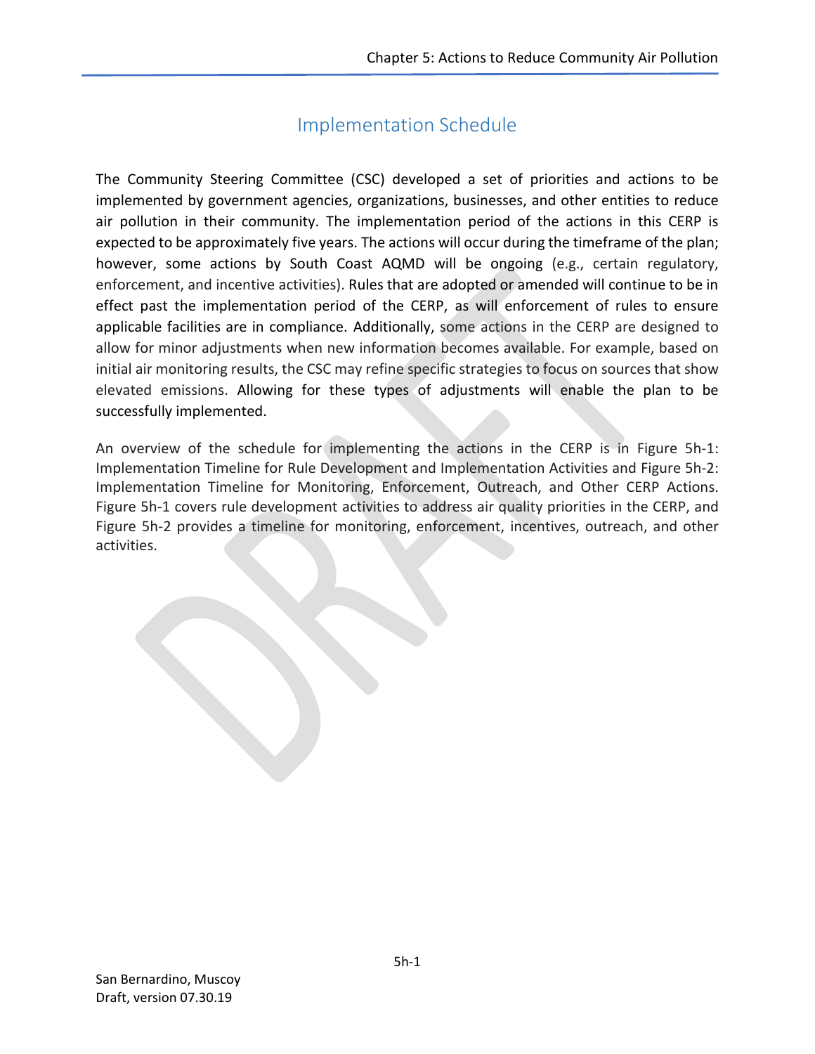# Implementation Schedule

The Community Steering Committee (CSC) developed a set of priorities and actions to be implemented by government agencies, organizations, businesses, and other entities to reduce air pollution in their community. The implementation period of the actions in this CERP is expected to be approximately five years. The actions will occur during the timeframe of the plan; however, some actions by South Coast AQMD will be ongoing (e.g., certain regulatory, enforcement, and incentive activities). Rules that are adopted or amended will continue to be in effect past the implementation period of the CERP, as will enforcement of rules to ensure applicable facilities are in compliance. Additionally, some actions in the CERP are designed to allow for minor adjustments when new information becomes available. For example, based on initial air monitoring results, the CSC may refine specific strategies to focus on sources that show elevated emissions. Allowing for these types of adjustments will enable the plan to be successfully implemented.

An overview of the schedule for implementing the actions in the CERP is in Figure 5h-1: Implementation Timeline for Rule Development and Implementation Activities and Figure 5h-2: Implementation Timeline for Monitoring, Enforcement, Outreach, and Other CERP Actions. Figure 5h-1 covers rule development activities to address air quality priorities in the CERP, and Figure 5h-2 provides a timeline for monitoring, enforcement, incentives, outreach, and other activities.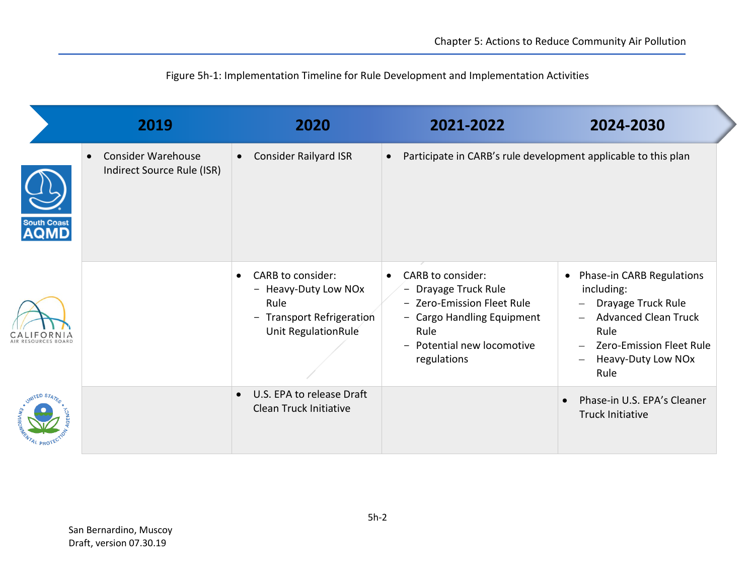Figure 5h-1: Implementation Timeline for Rule Development and Implementation Activities

| | 2019 | 2020 | 2021-2022 | 2024-2030 |
|---|---|---|---|---|
| South Coast AQMD | • Consider Warehouse Indirect Source Rule (ISR) | • Consider Railyard ISR | • Participate in CARB's rule development applicable to this plan | |
| California Air Resources Board | | • CARB to consider:<br>− Heavy-Duty Low NOx Rule<br>− Transport Refrigeration Unit RegulationRule | • CARB to consider:<br>− Drayage Truck Rule<br>− Zero-Emission Fleet Rule<br>− Cargo Handling Equipment Rule<br>− Potential new locomotive regulations | • Phase-in CARB Regulations including:<br>– Drayage Truck Rule<br>– Advanced Clean Truck Rule<br>– Zero-Emission Fleet Rule<br>– Heavy-Duty Low NOx Rule |
| United States Environmental Protection Agency | | • U.S. EPA to release Draft Clean Truck Initiative | | • Phase-in U.S. EPA's Cleaner Truck Initiative |

San Bernardino, Muscoy
Draft, version 07.30.19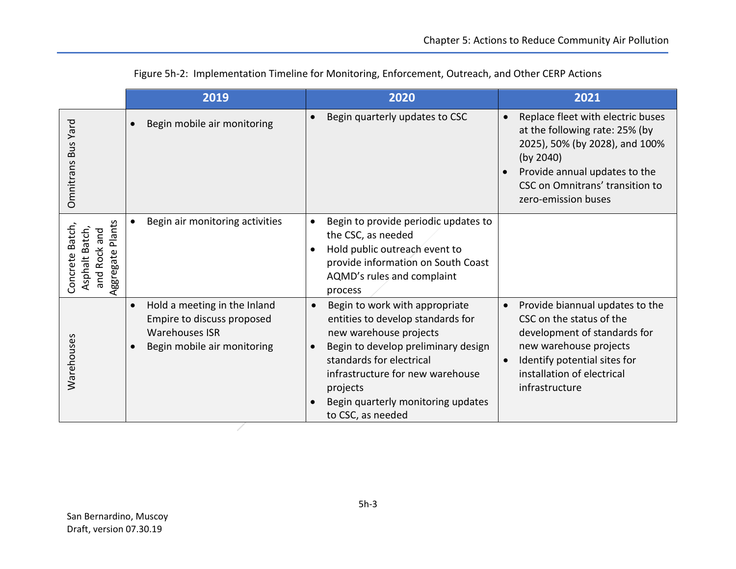Figure 5h-2: Implementation Timeline for Monitoring, Enforcement, Outreach, and Other CERP Actions

| | 2019 | 2020 | 2021 |
|---|---|---|---|
| Omnitrans Bus Yard | • Begin mobile air monitoring | • Begin quarterly updates to CSC | • Replace fleet with electric buses at the following rate: 25% (by 2025), 50% (by 2028), and 100% (by 2040)<br>• Provide annual updates to the CSC on Omnitrans' transition to zero-emission buses |
| Concrete Batch, Asphalt Batch, and Rock and Aggregate Plants | • Begin air monitoring activities | • Begin to provide periodic updates to the CSC, as needed<br>• Hold public outreach event to provide information on South Coast AQMD's rules and complaint process | |
| Warehouses | • Hold a meeting in the Inland Empire to discuss proposed Warehouses ISR<br>• Begin mobile air monitoring | • Begin to work with appropriate entities to develop standards for new warehouse projects<br>• Begin to develop preliminary design standards for electrical infrastructure for new warehouse projects<br>• Begin quarterly monitoring updates to CSC, as needed | • Provide biannual updates to the CSC on the status of the development of standards for new warehouse projects<br>• Identify potential sites for installation of electrical infrastructure |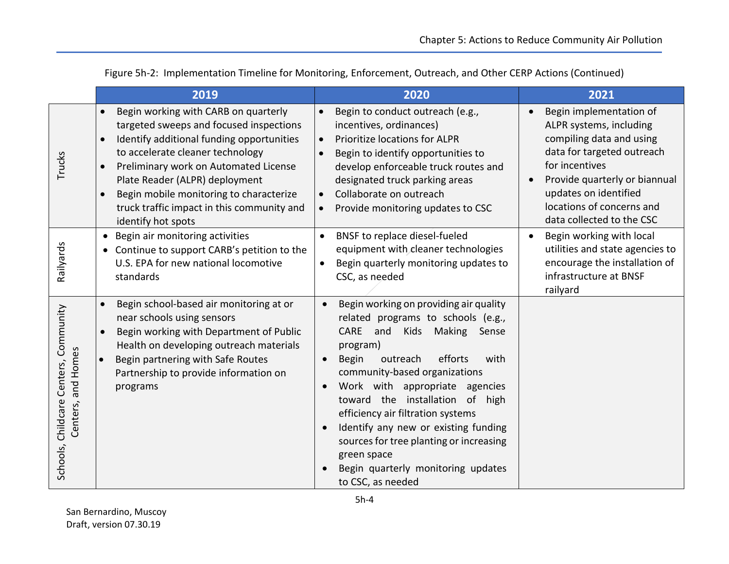Figure 5h-2: Implementation Timeline for Monitoring, Enforcement, Outreach, and Other CERP Actions (Continued)

| | 2019 | 2020 | 2021 |
|---|---|---|---|
| Trucks | • Begin working with CARB on quarterly targeted sweeps and focused inspections<br>• Identify additional funding opportunities to accelerate cleaner technology<br>• Preliminary work on Automated License Plate Reader (ALPR) deployment<br>• Begin mobile monitoring to characterize truck traffic impact in this community and identify hot spots | • Begin to conduct outreach (e.g., incentives, ordinances)<br>• Prioritize locations for ALPR<br>• Begin to identify opportunities to develop enforceable truck routes and designated truck parking areas<br>• Collaborate on outreach<br>• Provide monitoring updates to CSC | • Begin implementation of ALPR systems, including compiling data and using data for targeted outreach for incentives<br>• Provide quarterly or biannual updates on identified locations of concerns and data collected to the CSC |
| Railyards | • Begin air monitoring activities<br>• Continue to support CARB's petition to the U.S. EPA for new national locomotive standards | • BNSF to replace diesel-fueled equipment with cleaner technologies<br>• Begin quarterly monitoring updates to CSC, as needed | • Begin working with local utilities and state agencies to encourage the installation of infrastructure at BNSF railyard |
| Schools, Childcare Centers, Community Centers, and Homes | • Begin school-based air monitoring at or near schools using sensors<br>• Begin working with Department of Public Health on developing outreach materials<br>• Begin partnering with Safe Routes Partnership to provide information on programs | • Begin working on providing air quality related programs to schools (e.g., CARE and Kids Making Sense program)<br>• Begin outreach efforts with community-based organizations<br>• Work with appropriate agencies toward the installation of high efficiency air filtration systems<br>• Identify any new or existing funding sources for tree planting or increasing green space<br>• Begin quarterly monitoring updates to CSC, as needed | |

San Bernardino, Muscoy
Draft, version 07.30.19